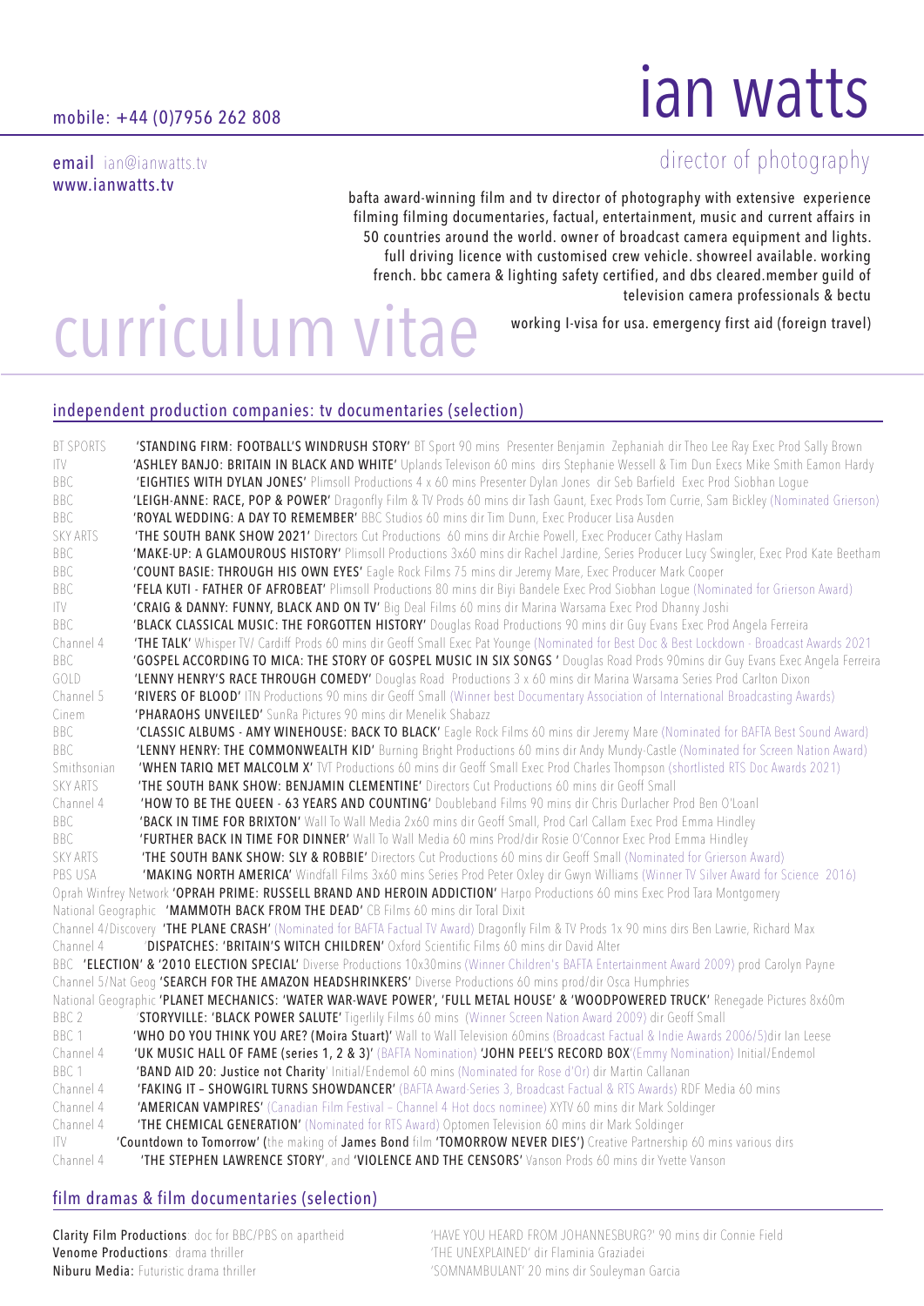# ian watts

## director of photography

mobile: +44 (0)7956 262 808

**email** ian@ianwatts.tv
www.ianwatts.tv

bafta award-winning film and tv director of photography with extensive experience filming filming documentaries, factual, entertainment, music and current affairs in 50 countries around the world. owner of broadcast camera equipment and lights. full driving licence with customised crew vehicle. showreel available. working french. bbc camera & lighting safety certified, and dbs cleared.member guild of television camera professionals & bectu

working I-visa for usa. emergency first aid (foreign travel)

# curriculum vitae

## independent production companies: tv documentaries (selection)

BT SPORTS **'STANDING FIRM: FOOTBALL'S WINDRUSH STORY'** BT Sport 90 mins Presenter Benjamin Zephaniah dir Theo Lee Ray Exec Prod Sally Brown

ITV **'ASHLEY BANJO: BRITAIN IN BLACK AND WHITE'** Uplands Televison 60 mins dirs Stephanie Wessell & Tim Dun Execs Mike Smith Eamon Hardy

BBC **'EIGHTIES WITH DYLAN JONES'** Plimsoll Productions 4 x 60 mins Presenter Dylan Jones dir Seb Barfield Exec Prod Siobhan Logue

BBC **'LEIGH-ANNE: RACE, POP & POWER'** Dragonfly Film & TV Prods 60 mins dir Tash Gaunt, Exec Prods Tom Currie, Sam Bickley (Nominated Grierson)

BBC **'ROYAL WEDDING: A DAY TO REMEMBER'** BBC Studios 60 mins dir Tim Dunn, Exec Producer Lisa Ausden

SKY ARTS **'THE SOUTH BANK SHOW 2021'** Directors Cut Productions 60 mins dir Archie Powell, Exec Producer Cathy Haslam

BBC **'MAKE-UP: A GLAMOUROUS HISTORY'** Plimsoll Productions 3x60 mins dir Rachel Jardine, Series Producer Lucy Swingler, Exec Prod Kate Beetham

BBC **'COUNT BASIE: THROUGH HIS OWN EYES'** Eagle Rock Films 75 mins dir Jeremy Mare, Exec Producer Mark Cooper

BBC **'FELA KUTI - FATHER OF AFROBEAT'** Plimsoll Productions 80 mins dir Biyi Bandele Exec Prod Siobhan Logue (Nominated for Grierson Award)

ITV **'CRAIG & DANNY: FUNNY, BLACK AND ON TV'** Big Deal Films 60 mins dir Marina Warsama Exec Prod Dhanny Joshi

BBC **'BLACK CLASSICAL MUSIC: THE FORGOTTEN HISTORY'** Douglas Road Productions 90 mins dir Guy Evans Exec Prod Angela Ferreira

Channel 4 **'THE TALK'** Whisper TV/ Cardiff Prods 60 mins dir Geoff Small Exec Pat Younge (Nominated for Best Doc & Best Lockdown - Broadcast Awards 2021

BBC **'GOSPEL ACCORDING TO MICA: THE STORY OF GOSPEL MUSIC IN SIX SONGS '** Douglas Road Prods 90mins dir Guy Evans Exec Angela Ferreira

GOLD **'LENNY HENRY'S RACE THROUGH COMEDY'** Douglas Road Productions 3 x 60 mins dir Marina Warsama Series Prod Carlton Dixon

Channel 5 **'RIVERS OF BLOOD'** ITN Productions 90 mins dir Geoff Small (Winner best Documentary Association of International Broadcasting Awards)

Cinem **'PHARAOHS UNVEILED'** SunRa Pictures 90 mins dir Menelik Shabazz

BBC **'CLASSIC ALBUMS - AMY WINEHOUSE: BACK TO BLACK'** Eagle Rock Films 60 mins dir Jeremy Mare (Nominated for BAFTA Best Sound Award)

BBC **'LENNY HENRY: THE COMMONWEALTH KID'** Burning Bright Productions 60 mins dir Andy Mundy-Castle (Nominated for Screen Nation Award)

Smithsonian **'WHEN TARIQ MET MALCOLM X'** TVT Productions 60 mins dir Geoff Small Exec Prod Charles Thompson (shortlisted RTS Doc Awards 2021)

SKY ARTS **'THE SOUTH BANK SHOW: BENJAMIN CLEMENTINE'** Directors Cut Productions 60 mins dir Geoff Small

Channel 4 **'HOW TO BE THE QUEEN - 63 YEARS AND COUNTING'** Doubleband Films 90 mins dir Chris Durlacher Prod Ben O'Loanl

BBC **'BACK IN TIME FOR BRIXTON'** Wall To Wall Media 2x60 mins dir Geoff Small, Prod Carl Callam Exec Prod Emma Hindley

BBC **'FURTHER BACK IN TIME FOR DINNER'** Wall To Wall Media 60 mins Prod/dir Rosie O'Connor Exec Prod Emma Hindley

SKY ARTS **'THE SOUTH BANK SHOW: SLY & ROBBIE'** Directors Cut Productions 60 mins dir Geoff Small (Nominated for Grierson Award)

PBS USA **'MAKING NORTH AMERICA'** Windfall Films 3x60 mins Series Prod Peter Oxley dir Gwyn Williams (Winner TV Silver Award for Science 2016)

Oprah Winfrey Network **'OPRAH PRIME: RUSSELL BRAND AND HEROIN ADDICTION'** Harpo Productions 60 mins Exec Prod Tara Montgomery

National Geographic **'MAMMOTH BACK FROM THE DEAD'** CB Films 60 mins dir Toral Dixit

Channel 4/Discovery **'THE PLANE CRASH'** (Nominated for BAFTA Factual TV Award) Dragonfly Film & TV Prods 1x 90 mins dirs Ben Lawrie, Richard Max

Channel 4 **'DISPATCHES: 'BRITAIN'S WITCH CHILDREN'** Oxford Scientific Films 60 mins dir David Alter

BBC **'ELECTION' & '2010 ELECTION SPECIAL'** Diverse Productions 10x30mins (Winner Children's BAFTA Entertainment Award 2009) prod Carolyn Payne

Channel 5/Nat Geog **'SEARCH FOR THE AMAZON HEADSHRINKERS'** Diverse Productions 60 mins prod/dir Osca Humphries

National Geographic **'PLANET MECHANICS: 'WATER WAR-WAVE POWER', 'FULL METAL HOUSE' & 'WOODPOWERED TRUCK'** Renegade Pictures 8x60m

BBC 2 **'STORYVILLE: 'BLACK POWER SALUTE'** Tigerlily Films 60 mins (Winner Screen Nation Award 2009) dir Geoff Small

BBC 1 **'WHO DO YOU THINK YOU ARE? (Moira Stuart)'** Wall to Wall Television 60mins (Broadcast Factual & Indie Awards 2006/5)dir Ian Leese

Channel 4 **'UK MUSIC HALL OF FAME (series 1, 2 & 3)'** (BAFTA Nomination) **'JOHN PEEL'S RECORD BOX'**(Emmy Nomination) Initial/Endemol

BBC 1 **'BAND AID 20: Justice not Charity'** Initial/Endemol 60 mins (Nominated for Rose d'Or) dir Martin Callanan

Channel 4 **'FAKING IT – SHOWGIRL TURNS SHOWDANCER'** (BAFTA Award-Series 3, Broadcast Factual & RTS Awards) RDF Media 60 mins

Channel 4 **'AMERICAN VAMPIRES'** (Canadian Film Festival – Channel 4 Hot docs nominee) XYTV 60 mins dir Mark Soldinger

Channel 4 **'THE CHEMICAL GENERATION'** (Nominated for RTS Award) Optomen Television 60 mins dir Mark Soldinger

ITV **'Countdown to Tomorrow'** (the making of **James Bond** film **'TOMORROW NEVER DIES'**) Creative Partnership 60 mins various dirs

Channel 4 **'THE STEPHEN LAWRENCE STORY'**, and **'VIOLENCE AND THE CENSORS'** Vanson Prods 60 mins dir Yvette Vanson

## film dramas & film documentaries (selection)

**Clarity Film Productions**: doc for BBC/PBS on apartheid — 'HAVE YOU HEARD FROM JOHANNESBURG?' 90 mins dir Connie Field

**Venome Productions**: drama thriller — 'THE UNEXPLAINED' dir Flaminia Graziadei

**Niburu Media:** Futuristic drama thriller — 'SOMNAMBULANT' 20 mins dir Souleyman Garcia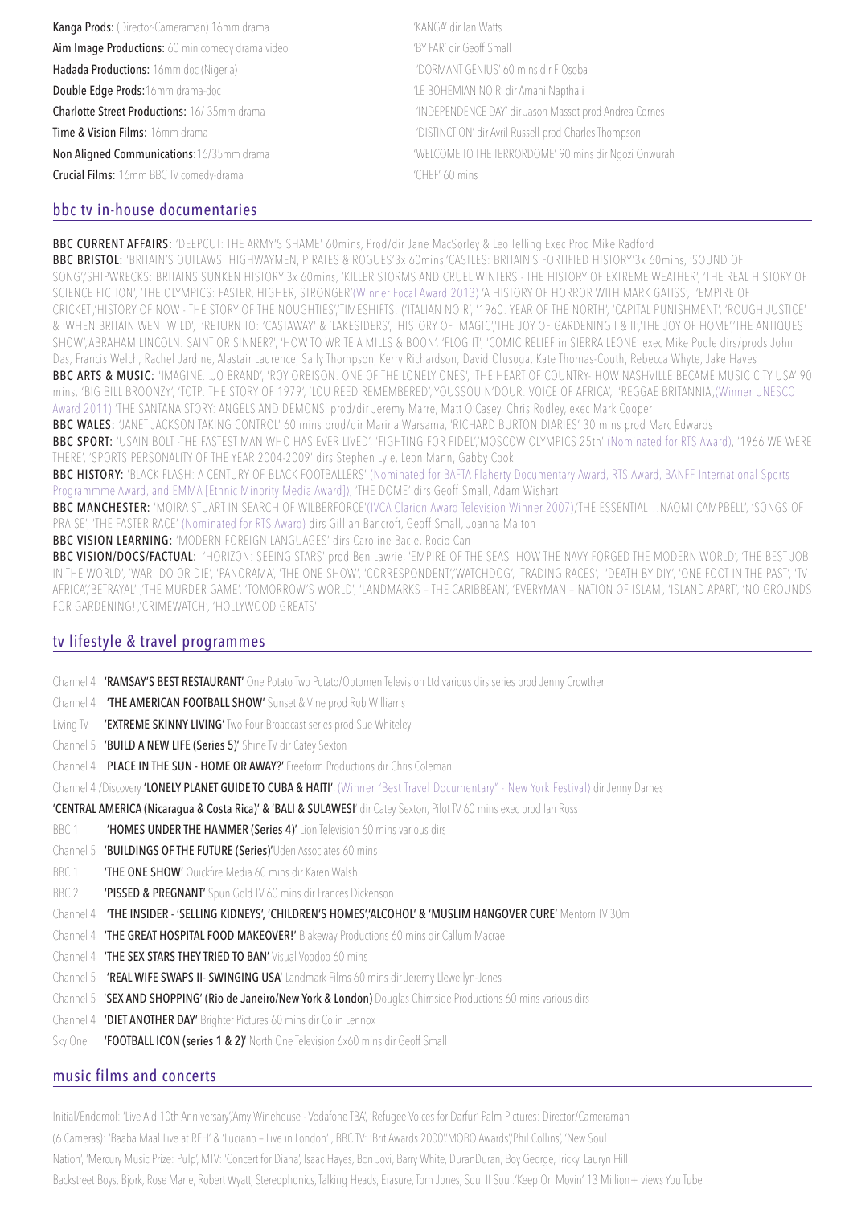**Kanga Prods:** (Director-Cameraman) 16mm drama 'KANGA' dir Ian Watts
**Aim Image Productions:** 60 min comedy drama video 'BY FAR' dir Geoff Small
**Hadada Productions:** 16mm doc (Nigeria) 'DORMANT GENIUS' 60 mins dir F Osoba
**Double Edge Prods:** 16mm drama-doc 'LE BOHEMIAN NOIR' dir Amani Napthali
**Charlotte Street Productions:** 16/ 35mm drama 'INDEPENDENCE DAY' dir Jason Massot prod Andrea Cornes
**Time & Vision Films:** 16mm drama 'DISTINCTION' dir Avril Russell prod Charles Thompson
**Non Aligned Communications:** 16/35mm drama 'WELCOME TO THE TERRORDOME' 90 mins dir Ngozi Onwurah
**Crucial Films:** 16mm BBC TV comedy-drama 'CHEF' 60 mins

## bbc tv in-house documentaries

**BBC CURRENT AFFAIRS:** 'DEEPCUT: THE ARMY'S SHAME' 60mins, Prod/dir Jane MacSorley & Leo Telling Exec Prod Mike Radford
**BBC BRISTOL:** 'BRITAIN'S OUTLAWS: HIGHWAYMEN, PIRATES & ROGUES'3x 60mins,'CASTLES: BRITAIN'S FORTIFIED HISTORY'3x 60mins, 'SOUND OF SONG','SHIPWRECKS: BRITAINS SUNKEN HISTORY'3x 60mins, 'KILLER STORMS AND CRUEL WINTERS - THE HISTORY OF EXTREME WEATHER', 'THE REAL HISTORY OF SCIENCE FICTION', 'THE OLYMPICS: FASTER, HIGHER, STRONGER'(Winner Focal Award 2013) 'A HISTORY OF HORROR WITH MARK GATISS', 'EMPIRE OF CRICKET','HISTORY OF NOW - THE STORY OF THE NOUGHTIES','TIMESHIFTS: ('ITALIAN NOIR', '1960: YEAR OF THE NORTH', 'CAPITAL PUNISHMENT', 'ROUGH JUSTICE' & 'WHEN BRITAIN WENT WILD', 'RETURN TO: 'CASTAWAY' & 'LAKESIDERS', 'HISTORY OF MAGIC','THE JOY OF GARDENING I & II','THE JOY OF HOME','THE ANTIQUES SHOW','ABRAHAM LINCOLN: SAINT OR SINNER?', 'HOW TO WRITE A MILLS & BOON', 'FLOG IT', 'COMIC RELIEF in SIERRA LEONE' exec Mike Poole dirs/prods John Das, Francis Welch, Rachel Jardine, Alastair Laurence, Sally Thompson, Kerry Richardson, David Olusoga, Kate Thomas-Couth, Rebecca Whyte, Jake Hayes
**BBC ARTS & MUSIC:** 'IMAGINE…JO BRAND', 'ROY ORBISON: ONE OF THE LONELY ONES', 'THE HEART OF COUNTRY- HOW NASHVILLE BECAME MUSIC CITY USA' 90 mins, 'BIG BILL BROONZY', 'TOTP: THE STORY OF 1979', 'LOU REED REMEMBERED','YOUSSOU N'DOUR: VOICE OF AFRICA', 'REGGAE BRITANNIA',(Winner UNESCO Award 2011) 'THE SANTANA STORY: ANGELS AND DEMONS' prod/dir Jeremy Marre, Matt O'Casey, Chris Rodley, exec Mark Cooper
**BBC WALES:** 'JANET JACKSON TAKING CONTROL' 60 mins prod/dir Marina Warsama, 'RICHARD BURTON DIARIES' 30 mins prod Marc Edwards
**BBC SPORT:** 'USAIN BOLT -THE FASTEST MAN WHO HAS EVER LIVED', 'FIGHTING FOR FIDEL','MOSCOW OLYMPICS 25th' (Nominated for RTS Award), '1966 WE WERE THERE', 'SPORTS PERSONALITY OF THE YEAR 2004-2009' dirs Stephen Lyle, Leon Mann, Gabby Cook
**BBC HISTORY:** 'BLACK FLASH: A CENTURY OF BLACK FOOTBALLERS' (Nominated for BAFTA Flaherty Documentary Award, RTS Award, BANFF International Sports Programmme Award, and EMMA [Ethnic Minority Media Award]), 'THE DOME' dirs Geoff Small, Adam Wishart
**BBC MANCHESTER:** 'MOIRA STUART IN SEARCH OF WILBERFORCE'(IVCA Clarion Award Television Winner 2007),'THE ESSENTIAL…NAOMI CAMPBELL', 'SONGS OF PRAISE', 'THE FASTER RACE' (Nominated for RTS Award) dirs Gillian Bancroft, Geoff Small, Joanna Malton
**BBC VISION LEARNING:** 'MODERN FOREIGN LANGUAGES' dirs Caroline Bacle, Rocio Can
**BBC VISION/DOCS/FACTUAL:** 'HORIZON: SEEING STARS' prod Ben Lawrie, 'EMPIRE OF THE SEAS: HOW THE NAVY FORGED THE MODERN WORLD', 'THE BEST JOB IN THE WORLD', 'WAR: DO OR DIE', 'PANORAMA', 'THE ONE SHOW', 'CORRESPONDENT','WATCHDOG', 'TRADING RACES', 'DEATH BY DIY', 'ONE FOOT IN THE PAST', 'TV AFRICA','BETRAYAL' ,'THE MURDER GAME', 'TOMORROW'S WORLD', 'LANDMARKS – THE CARIBBEAN', 'EVERYMAN – NATION OF ISLAM', 'ISLAND APART', 'NO GROUNDS FOR GARDENING!','CRIMEWATCH', 'HOLLYWOOD GREATS'

## tv lifestyle & travel programmes

Channel 4 **'RAMSAY'S BEST RESTAURANT'** One Potato Two Potato/Optomen Television Ltd various dirs series prod Jenny Crowther
Channel 4 **'THE AMERICAN FOOTBALL SHOW'** Sunset & Vine prod Rob Williams
Living TV **'EXTREME SKINNY LIVING'** Two Four Broadcast series prod Sue Whiteley
Channel 5 **'BUILD A NEW LIFE (Series 5)'** Shine TV dir Catey Sexton
Channel 4 **PLACE IN THE SUN - HOME OR AWAY?'** Freeform Productions dir Chris Coleman
Channel 4 /Discovery **'LONELY PLANET GUIDE TO CUBA & HAITI'**, (Winner "Best Travel Documentary" - New York Festival) dir Jenny Dames
**'CENTRAL AMERICA (Nicaragua & Costa Rica)' & 'BALI & SULAWESI'** dir Catey Sexton, Pilot TV 60 mins exec prod Ian Ross
BBC 1 **'HOMES UNDER THE HAMMER (Series 4)'** Lion Television 60 mins various dirs
Channel 5 **'BUILDINGS OF THE FUTURE (Series)'**Uden Associates 60 mins
BBC 1 **'THE ONE SHOW'** Quickfire Media 60 mins dir Karen Walsh
BBC 2 **'PISSED & PREGNANT'** Spun Gold TV 60 mins dir Frances Dickenson
Channel 4 **'THE INSIDER - 'SELLING KIDNEYS', 'CHILDREN'S HOMES','ALCOHOL' & 'MUSLIM HANGOVER CURE'** Mentorn TV 30m
Channel 4 **'THE GREAT HOSPITAL FOOD MAKEOVER!'** Blakeway Productions 60 mins dir Callum Macrae
Channel 4 **'THE SEX STARS THEY TRIED TO BAN'** Visual Voodoo 60 mins
Channel 5 **'REAL WIFE SWAPS II- SWINGING USA'** Landmark Films 60 mins dir Jeremy Llewellyn-Jones
Channel 5 **'SEX AND SHOPPING' (Rio de Janeiro/New York & London)** Douglas Chirnside Productions 60 mins various dirs
Channel 4 **'DIET ANOTHER DAY'** Brighter Pictures 60 mins dir Colin Lennox
Sky One **'FOOTBALL ICON (series 1 & 2)'** North One Television 6x60 mins dir Geoff Small

## music films and concerts

Initial/Endemol: 'Live Aid 10th Anniversary','Amy Winehouse - Vodafone TBA', 'Refugee Voices for Darfur' Palm Pictures: Director/Cameraman (6 Cameras): 'Baaba Maal Live at RFH' & 'Luciano – Live in London' , BBC TV: 'Brit Awards 2000','MOBO Awards','Phil Collins', 'New Soul Nation', 'Mercury Music Prize: Pulp', MTV: 'Concert for Diana', Isaac Hayes, Bon Jovi, Barry White, DuranDuran, Boy George, Tricky, Lauryn Hill, Backstreet Boys, Bjork, Rose Marie, Robert Wyatt, Stereophonics, Talking Heads, Erasure, Tom Jones, Soul II Soul:'Keep On Movin' 13 Million+ views You Tube